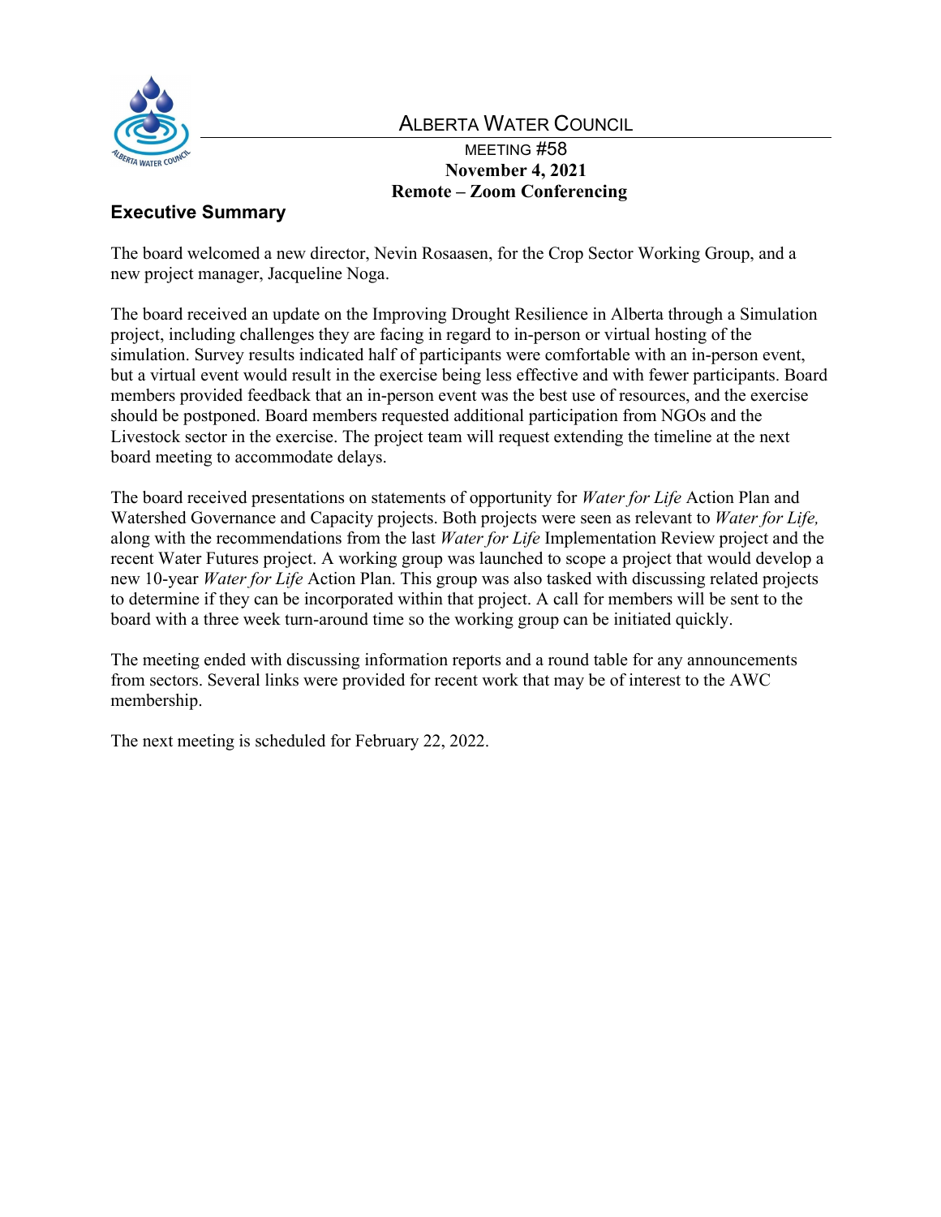# Alberta Water Council

MEETING #58
**November 4, 2021**
**Remote – Zoom Conferencing**

## Executive Summary

The board welcomed a new director, Nevin Rosaasen, for the Crop Sector Working Group, and a new project manager, Jacqueline Noga.

The board received an update on the Improving Drought Resilience in Alberta through a Simulation project, including challenges they are facing in regard to in-person or virtual hosting of the simulation. Survey results indicated half of participants were comfortable with an in-person event, but a virtual event would result in the exercise being less effective and with fewer participants. Board members provided feedback that an in-person event was the best use of resources, and the exercise should be postponed. Board members requested additional participation from NGOs and the Livestock sector in the exercise. The project team will request extending the timeline at the next board meeting to accommodate delays.

The board received presentations on statements of opportunity for *Water for Life* Action Plan and Watershed Governance and Capacity projects. Both projects were seen as relevant to *Water for Life,* along with the recommendations from the last *Water for Life* Implementation Review project and the recent Water Futures project. A working group was launched to scope a project that would develop a new 10-year *Water for Life* Action Plan. This group was also tasked with discussing related projects to determine if they can be incorporated within that project. A call for members will be sent to the board with a three week turn-around time so the working group can be initiated quickly.

The meeting ended with discussing information reports and a round table for any announcements from sectors. Several links were provided for recent work that may be of interest to the AWC membership.

The next meeting is scheduled for February 22, 2022.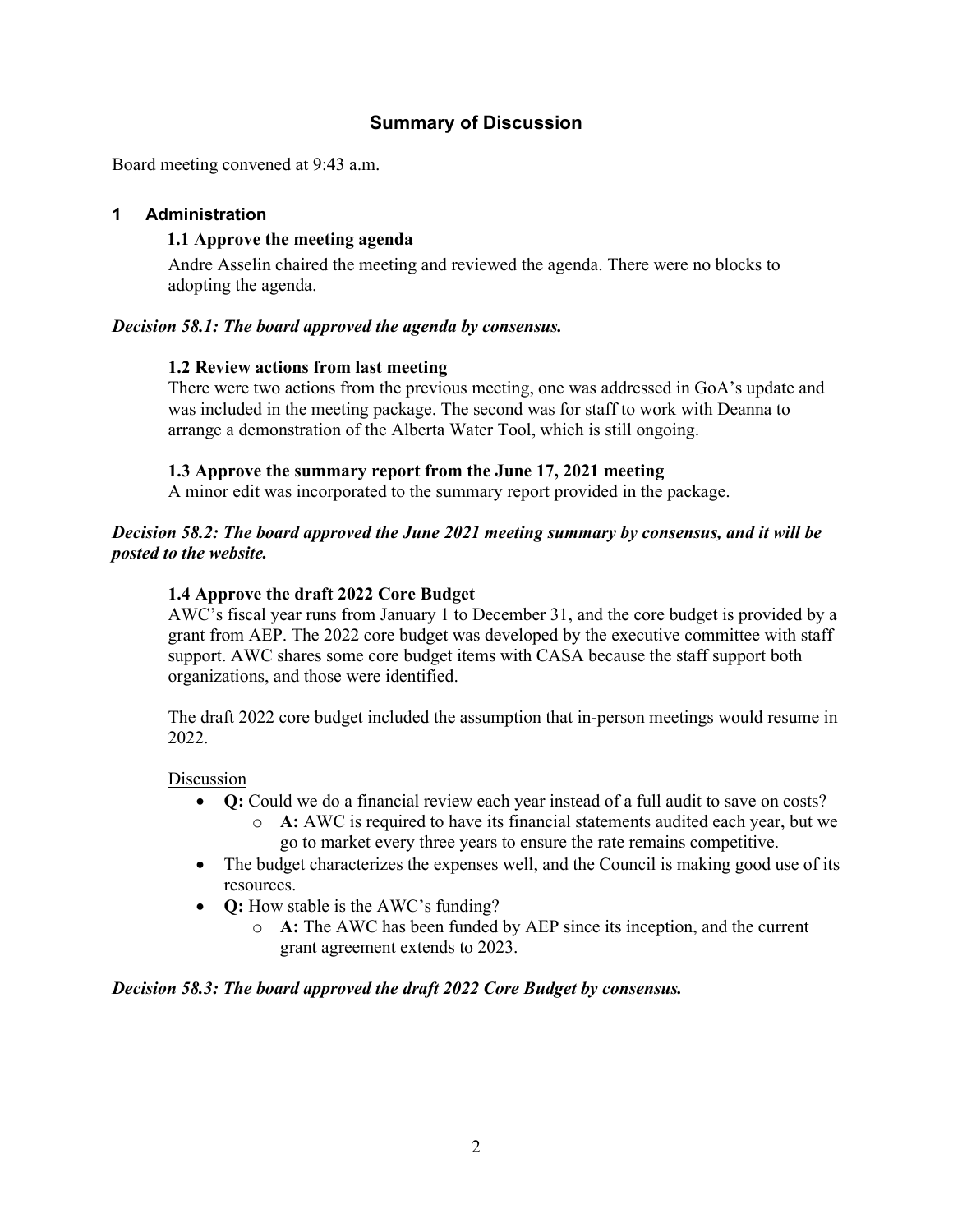## Summary of Discussion

Board meeting convened at 9:43 a.m.

### 1 Administration

#### 1.1 Approve the meeting agenda

Andre Asselin chaired the meeting and reviewed the agenda. There were no blocks to adopting the agenda.

***Decision 58.1: The board approved the agenda by consensus.***

#### 1.2 Review actions from last meeting

There were two actions from the previous meeting, one was addressed in GoA's update and was included in the meeting package. The second was for staff to work with Deanna to arrange a demonstration of the Alberta Water Tool, which is still ongoing.

#### 1.3 Approve the summary report from the June 17, 2021 meeting

A minor edit was incorporated to the summary report provided in the package.

***Decision 58.2: The board approved the June 2021 meeting summary by consensus, and it will be posted to the website.***

#### 1.4 Approve the draft 2022 Core Budget

AWC's fiscal year runs from January 1 to December 31, and the core budget is provided by a grant from AEP. The 2022 core budget was developed by the executive committee with staff support. AWC shares some core budget items with CASA because the staff support both organizations, and those were identified.

The draft 2022 core budget included the assumption that in-person meetings would resume in 2022.

<u>Discussion</u>

- **Q:** Could we do a financial review each year instead of a full audit to save on costs?
  - **A:** AWC is required to have its financial statements audited each year, but we go to market every three years to ensure the rate remains competitive.
- The budget characterizes the expenses well, and the Council is making good use of its resources.
- **Q:** How stable is the AWC's funding?
  - **A:** The AWC has been funded by AEP since its inception, and the current grant agreement extends to 2023.

***Decision 58.3: The board approved the draft 2022 Core Budget by consensus.***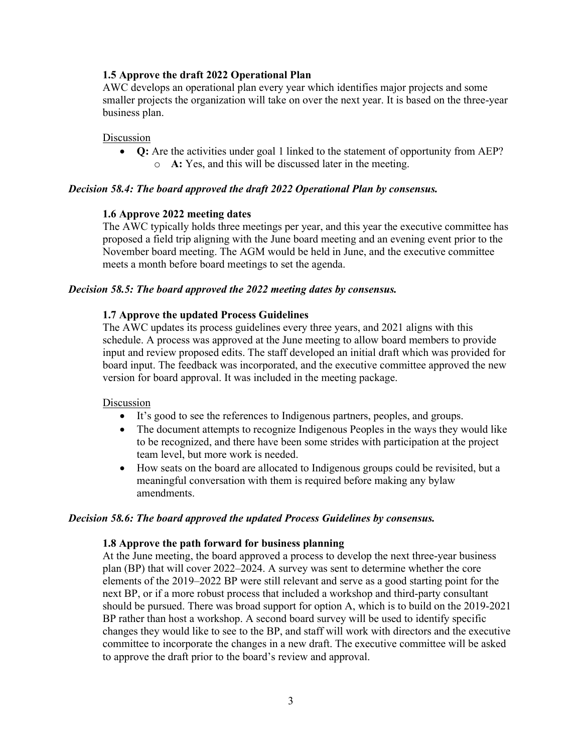### 1.5 Approve the draft 2022 Operational Plan

AWC develops an operational plan every year which identifies major projects and some smaller projects the organization will take on over the next year. It is based on the three-year business plan.

Discussion

- **Q:** Are the activities under goal 1 linked to the statement of opportunity from AEP?
  - **A:** Yes, and this will be discussed later in the meeting.

***Decision 58.4: The board approved the draft 2022 Operational Plan by consensus.***

### 1.6 Approve 2022 meeting dates

The AWC typically holds three meetings per year, and this year the executive committee has proposed a field trip aligning with the June board meeting and an evening event prior to the November board meeting. The AGM would be held in June, and the executive committee meets a month before board meetings to set the agenda.

***Decision 58.5: The board approved the 2022 meeting dates by consensus.***

### 1.7 Approve the updated Process Guidelines

The AWC updates its process guidelines every three years, and 2021 aligns with this schedule. A process was approved at the June meeting to allow board members to provide input and review proposed edits. The staff developed an initial draft which was provided for board input. The feedback was incorporated, and the executive committee approved the new version for board approval. It was included in the meeting package.

Discussion

- It's good to see the references to Indigenous partners, peoples, and groups.
- The document attempts to recognize Indigenous Peoples in the ways they would like to be recognized, and there have been some strides with participation at the project team level, but more work is needed.
- How seats on the board are allocated to Indigenous groups could be revisited, but a meaningful conversation with them is required before making any bylaw amendments.

***Decision 58.6: The board approved the updated Process Guidelines by consensus.***

### 1.8 Approve the path forward for business planning

At the June meeting, the board approved a process to develop the next three-year business plan (BP) that will cover 2022–2024. A survey was sent to determine whether the core elements of the 2019–2022 BP were still relevant and serve as a good starting point for the next BP, or if a more robust process that included a workshop and third-party consultant should be pursued. There was broad support for option A, which is to build on the 2019-2021 BP rather than host a workshop. A second board survey will be used to identify specific changes they would like to see to the BP, and staff will work with directors and the executive committee to incorporate the changes in a new draft. The executive committee will be asked to approve the draft prior to the board's review and approval.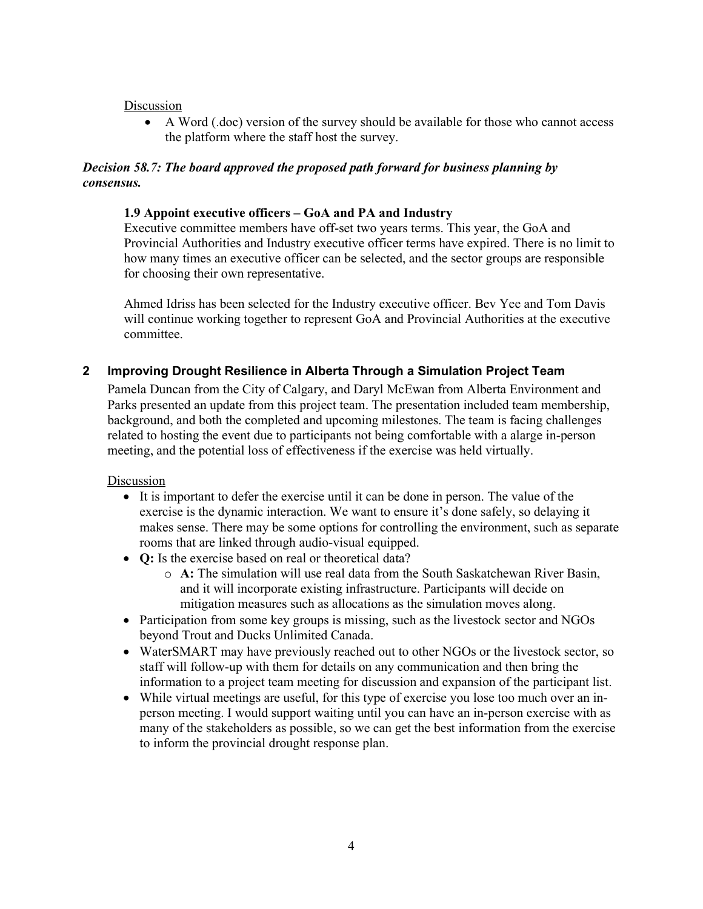Discussion

- A Word (.doc) version of the survey should be available for those who cannot access the platform where the staff host the survey.

***Decision 58.7: The board approved the proposed path forward for business planning by consensus.***

### 1.9 Appoint executive officers – GoA and PA and Industry

Executive committee members have off-set two years terms. This year, the GoA and Provincial Authorities and Industry executive officer terms have expired. There is no limit to how many times an executive officer can be selected, and the sector groups are responsible for choosing their own representative.

Ahmed Idriss has been selected for the Industry executive officer. Bev Yee and Tom Davis will continue working together to represent GoA and Provincial Authorities at the executive committee.

## 2 Improving Drought Resilience in Alberta Through a Simulation Project Team

Pamela Duncan from the City of Calgary, and Daryl McEwan from Alberta Environment and Parks presented an update from this project team. The presentation included team membership, background, and both the completed and upcoming milestones. The team is facing challenges related to hosting the event due to participants not being comfortable with a alarge in-person meeting, and the potential loss of effectiveness if the exercise was held virtually.

Discussion

- It is important to defer the exercise until it can be done in person. The value of the exercise is the dynamic interaction. We want to ensure it's done safely, so delaying it makes sense. There may be some options for controlling the environment, such as separate rooms that are linked through audio-visual equipped.
- **Q:** Is the exercise based on real or theoretical data?
  - **A:** The simulation will use real data from the South Saskatchewan River Basin, and it will incorporate existing infrastructure. Participants will decide on mitigation measures such as allocations as the simulation moves along.
- Participation from some key groups is missing, such as the livestock sector and NGOs beyond Trout and Ducks Unlimited Canada.
- WaterSMART may have previously reached out to other NGOs or the livestock sector, so staff will follow-up with them for details on any communication and then bring the information to a project team meeting for discussion and expansion of the participant list.
- While virtual meetings are useful, for this type of exercise you lose too much over an in-person meeting. I would support waiting until you can have an in-person exercise with as many of the stakeholders as possible, so we can get the best information from the exercise to inform the provincial drought response plan.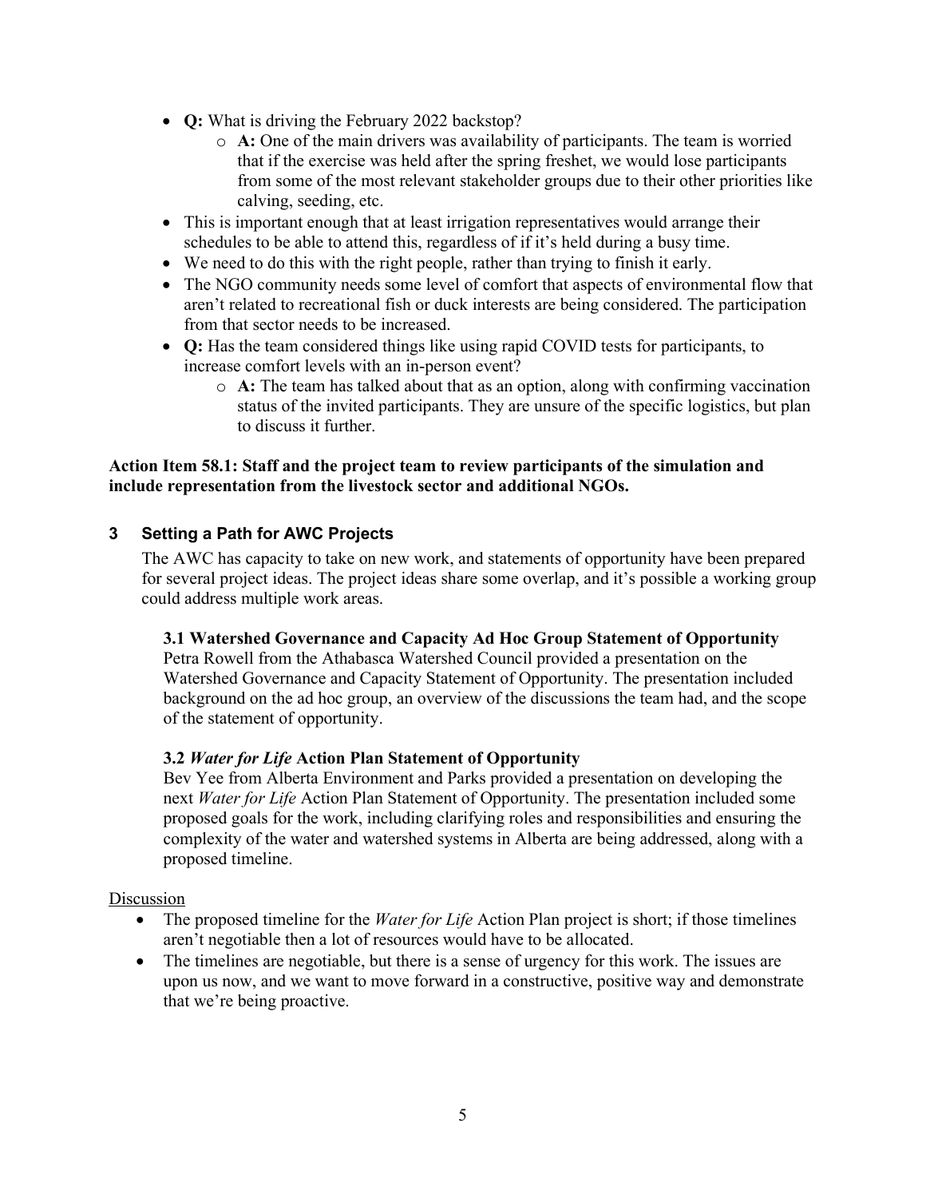- **Q:** What is driving the February 2022 backstop?
    - **A:** One of the main drivers was availability of participants. The team is worried that if the exercise was held after the spring freshet, we would lose participants from some of the most relevant stakeholder groups due to their other priorities like calving, seeding, etc.
- This is important enough that at least irrigation representatives would arrange their schedules to be able to attend this, regardless of if it's held during a busy time.
- We need to do this with the right people, rather than trying to finish it early.
- The NGO community needs some level of comfort that aspects of environmental flow that aren't related to recreational fish or duck interests are being considered. The participation from that sector needs to be increased.
- **Q:** Has the team considered things like using rapid COVID tests for participants, to increase comfort levels with an in-person event?
    - **A:** The team has talked about that as an option, along with confirming vaccination status of the invited participants. They are unsure of the specific logistics, but plan to discuss it further.

**Action Item 58.1: Staff and the project team to review participants of the simulation and include representation from the livestock sector and additional NGOs.**

## 3 Setting a Path for AWC Projects

The AWC has capacity to take on new work, and statements of opportunity have been prepared for several project ideas. The project ideas share some overlap, and it's possible a working group could address multiple work areas.

### 3.1 Watershed Governance and Capacity Ad Hoc Group Statement of Opportunity

Petra Rowell from the Athabasca Watershed Council provided a presentation on the Watershed Governance and Capacity Statement of Opportunity. The presentation included background on the ad hoc group, an overview of the discussions the team had, and the scope of the statement of opportunity.

### 3.2 *Water for Life* Action Plan Statement of Opportunity

Bev Yee from Alberta Environment and Parks provided a presentation on developing the next *Water for Life* Action Plan Statement of Opportunity. The presentation included some proposed goals for the work, including clarifying roles and responsibilities and ensuring the complexity of the water and watershed systems in Alberta are being addressed, along with a proposed timeline.

Discussion

- The proposed timeline for the *Water for Life* Action Plan project is short; if those timelines aren't negotiable then a lot of resources would have to be allocated.
- The timelines are negotiable, but there is a sense of urgency for this work. The issues are upon us now, and we want to move forward in a constructive, positive way and demonstrate that we're being proactive.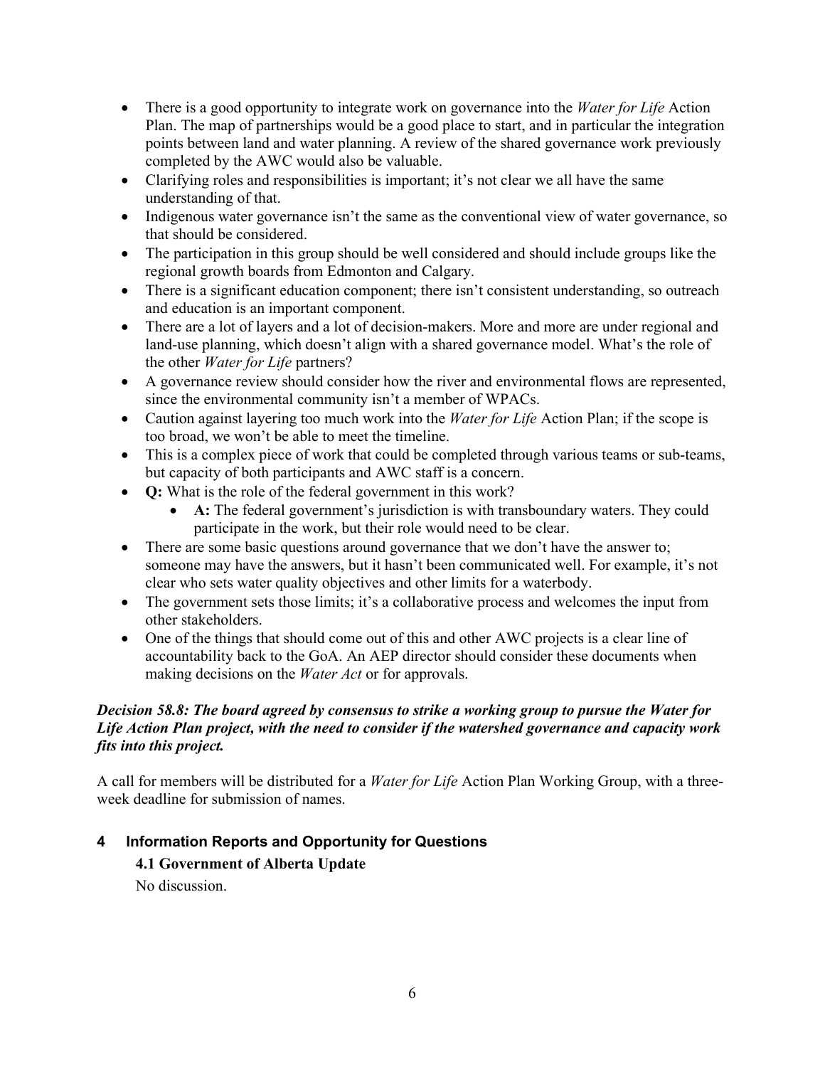- There is a good opportunity to integrate work on governance into the *Water for Life* Action Plan. The map of partnerships would be a good place to start, and in particular the integration points between land and water planning. A review of the shared governance work previously completed by the AWC would also be valuable.
- Clarifying roles and responsibilities is important; it's not clear we all have the same understanding of that.
- Indigenous water governance isn't the same as the conventional view of water governance, so that should be considered.
- The participation in this group should be well considered and should include groups like the regional growth boards from Edmonton and Calgary.
- There is a significant education component; there isn't consistent understanding, so outreach and education is an important component.
- There are a lot of layers and a lot of decision-makers. More and more are under regional and land-use planning, which doesn't align with a shared governance model. What's the role of the other *Water for Life* partners?
- A governance review should consider how the river and environmental flows are represented, since the environmental community isn't a member of WPACs.
- Caution against layering too much work into the *Water for Life* Action Plan; if the scope is too broad, we won't be able to meet the timeline.
- This is a complex piece of work that could be completed through various teams or sub-teams, but capacity of both participants and AWC staff is a concern.
- **Q:** What is the role of the federal government in this work?
  - **A:** The federal government's jurisdiction is with transboundary waters. They could participate in the work, but their role would need to be clear.
- There are some basic questions around governance that we don't have the answer to; someone may have the answers, but it hasn't been communicated well. For example, it's not clear who sets water quality objectives and other limits for a waterbody.
- The government sets those limits; it's a collaborative process and welcomes the input from other stakeholders.
- One of the things that should come out of this and other AWC projects is a clear line of accountability back to the GoA. An AEP director should consider these documents when making decisions on the *Water Act* or for approvals.

***Decision 58.8: The board agreed by consensus to strike a working group to pursue the Water for Life Action Plan project, with the need to consider if the watershed governance and capacity work fits into this project.***

A call for members will be distributed for a *Water for Life* Action Plan Working Group, with a three-week deadline for submission of names.

## 4 Information Reports and Opportunity for Questions

### 4.1 Government of Alberta Update

No discussion.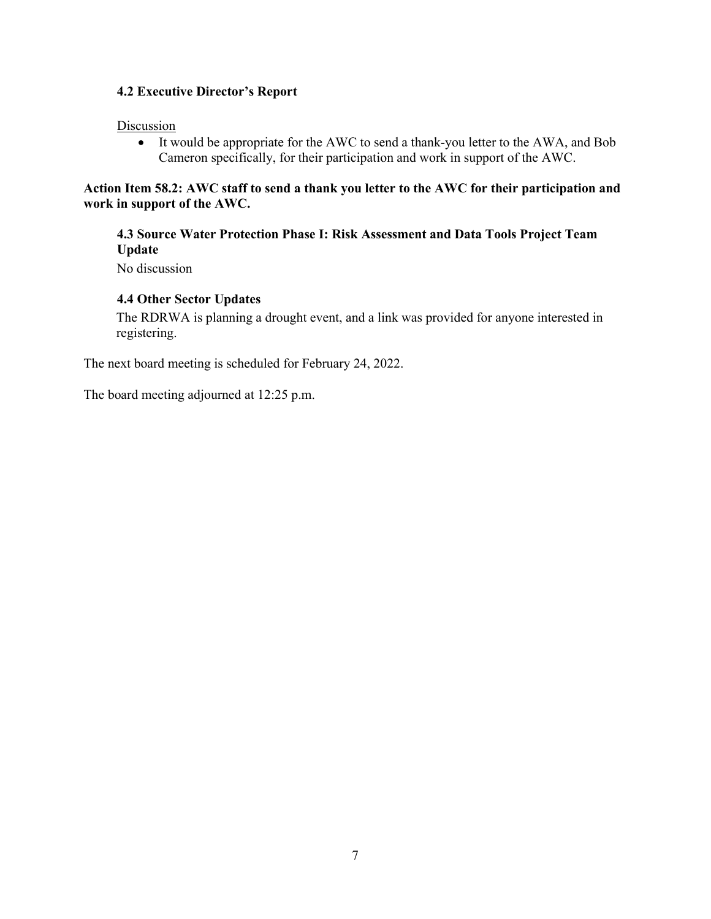### 4.2 Executive Director's Report

Discussion

- It would be appropriate for the AWC to send a thank-you letter to the AWA, and Bob Cameron specifically, for their participation and work in support of the AWC.

**Action Item 58.2: AWC staff to send a thank you letter to the AWC for their participation and work in support of the AWC.**

### 4.3 Source Water Protection Phase I: Risk Assessment and Data Tools Project Team Update

No discussion

### 4.4 Other Sector Updates

The RDRWA is planning a drought event, and a link was provided for anyone interested in registering.

The next board meeting is scheduled for February 24, 2022.

The board meeting adjourned at 12:25 p.m.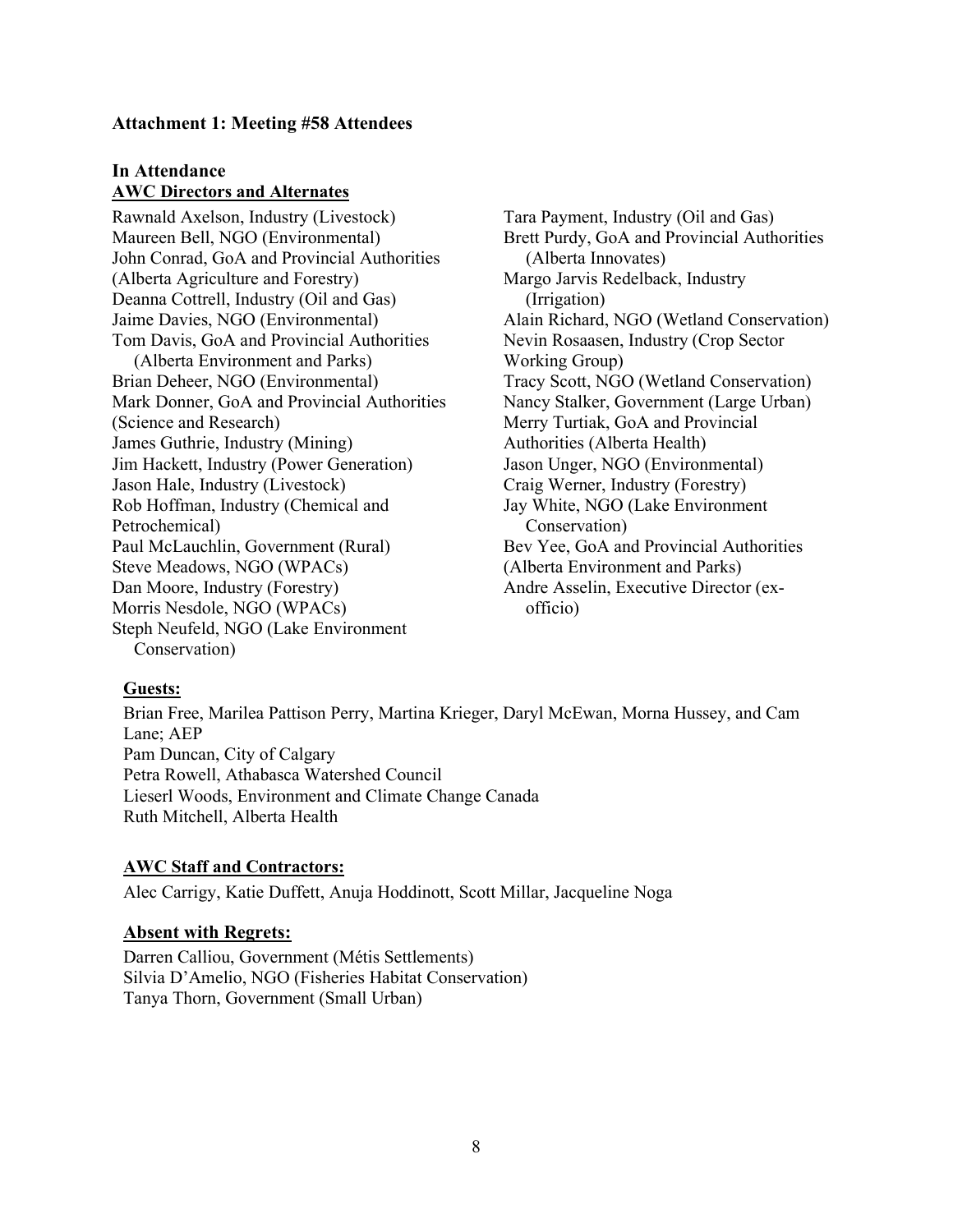### Attachment 1: Meeting #58 Attendees

### In Attendance

**AWC Directors and Alternates**

Rawnald Axelson, Industry (Livestock)
Maureen Bell, NGO (Environmental)
John Conrad, GoA and Provincial Authorities (Alberta Agriculture and Forestry)
Deanna Cottrell, Industry (Oil and Gas)
Jaime Davies, NGO (Environmental)
Tom Davis, GoA and Provincial Authorities (Alberta Environment and Parks)
Brian Deheer, NGO (Environmental)
Mark Donner, GoA and Provincial Authorities (Science and Research)
James Guthrie, Industry (Mining)
Jim Hackett, Industry (Power Generation)
Jason Hale, Industry (Livestock)
Rob Hoffman, Industry (Chemical and Petrochemical)
Paul McLauchlin, Government (Rural)
Steve Meadows, NGO (WPACs)
Dan Moore, Industry (Forestry)
Morris Nesdole, NGO (WPACs)
Steph Neufeld, NGO (Lake Environment Conservation)
Tara Payment, Industry (Oil and Gas)
Brett Purdy, GoA and Provincial Authorities (Alberta Innovates)
Margo Jarvis Redelback, Industry (Irrigation)
Alain Richard, NGO (Wetland Conservation)
Nevin Rosaasen, Industry (Crop Sector Working Group)
Tracy Scott, NGO (Wetland Conservation)
Nancy Stalker, Government (Large Urban)
Merry Turtiak, GoA and Provincial Authorities (Alberta Health)
Jason Unger, NGO (Environmental)
Craig Werner, Industry (Forestry)
Jay White, NGO (Lake Environment Conservation)
Bev Yee, GoA and Provincial Authorities (Alberta Environment and Parks)
Andre Asselin, Executive Director (ex-officio)

**Guests:**

Brian Free, Marilea Pattison Perry, Martina Krieger, Daryl McEwan, Morna Hussey, and Cam Lane; AEP
Pam Duncan, City of Calgary
Petra Rowell, Athabasca Watershed Council
Lieserl Woods, Environment and Climate Change Canada
Ruth Mitchell, Alberta Health

**AWC Staff and Contractors:**

Alec Carrigy, Katie Duffett, Anuja Hoddinott, Scott Millar, Jacqueline Noga

**Absent with Regrets:**

Darren Calliou, Government (Métis Settlements)
Silvia D'Amelio, NGO (Fisheries Habitat Conservation)
Tanya Thorn, Government (Small Urban)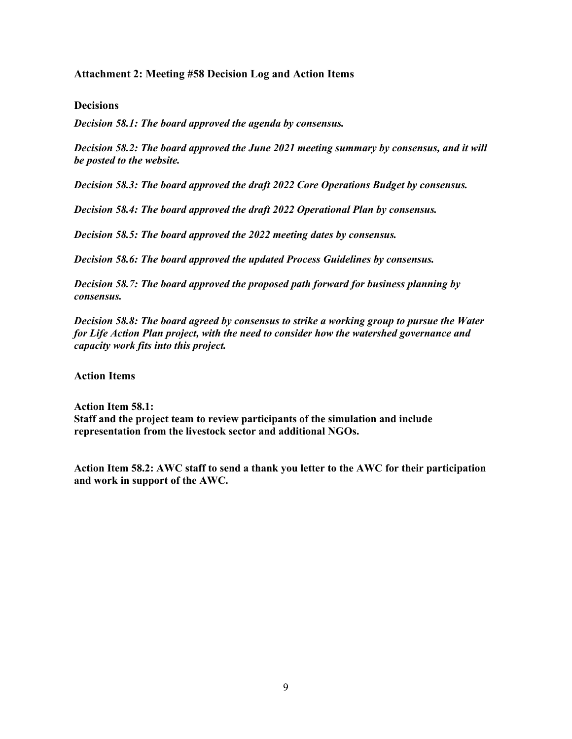## Attachment 2: Meeting #58 Decision Log and Action Items

### Decisions

***Decision 58.1: The board approved the agenda by consensus.***

***Decision 58.2: The board approved the June 2021 meeting summary by consensus, and it will be posted to the website.***

***Decision 58.3: The board approved the draft 2022 Core Operations Budget by consensus.***

***Decision 58.4: The board approved the draft 2022 Operational Plan by consensus.***

***Decision 58.5: The board approved the 2022 meeting dates by consensus.***

***Decision 58.6: The board approved the updated Process Guidelines by consensus.***

***Decision 58.7: The board approved the proposed path forward for business planning by consensus.***

***Decision 58.8: The board agreed by consensus to strike a working group to pursue the Water for Life Action Plan project, with the need to consider how the watershed governance and capacity work fits into this project.***

### Action Items

**Action Item 58.1:**
**Staff and the project team to review participants of the simulation and include representation from the livestock sector and additional NGOs.**

**Action Item 58.2: AWC staff to send a thank you letter to the AWC for their participation and work in support of the AWC.**